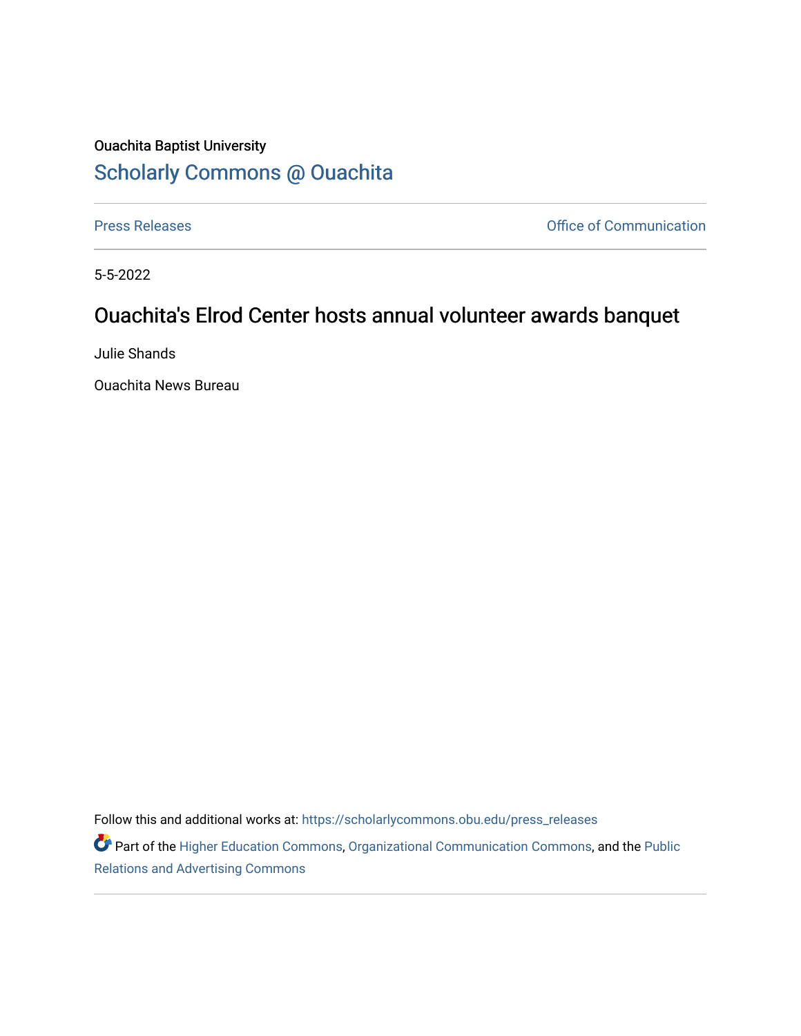Ouachita Baptist University

## Scholarly Commons @ Ouachita

Press Releases | Office of Communication

5-5-2022

# Ouachita's Elrod Center hosts annual volunteer awards banquet

Julie Shands

Ouachita News Bureau

Follow this and additional works at: https://scholarlycommons.obu.edu/press_releases

Part of the Higher Education Commons, Organizational Communication Commons, and the Public Relations and Advertising Commons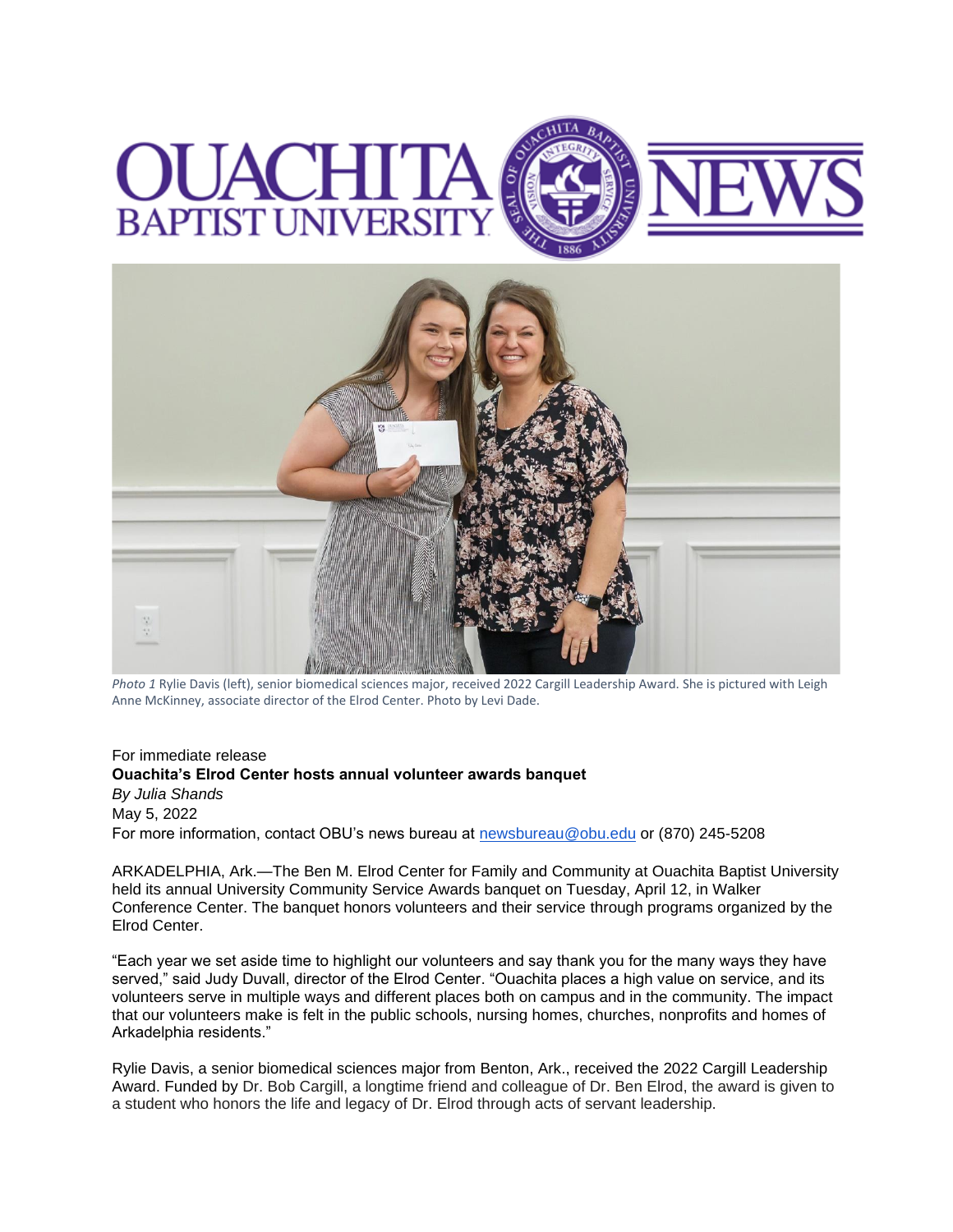# OUACHITA BAPTIST UNIVERSITY NEWS

*Photo 1* Rylie Davis (left), senior biomedical sciences major, received 2022 Cargill Leadership Award. She is pictured with Leigh Anne McKinney, associate director of the Elrod Center. Photo by Levi Dade.

For immediate release

**Ouachita's Elrod Center hosts annual volunteer awards banquet**

*By Julia Shands*

May 5, 2022

For more information, contact OBU's news bureau at newsbureau@obu.edu or (870) 245-5208

ARKADELPHIA, Ark.—The Ben M. Elrod Center for Family and Community at Ouachita Baptist University held its annual University Community Service Awards banquet on Tuesday, April 12, in Walker Conference Center. The banquet honors volunteers and their service through programs organized by the Elrod Center.

"Each year we set aside time to highlight our volunteers and say thank you for the many ways they have served," said Judy Duvall, director of the Elrod Center. "Ouachita places a high value on service, and its volunteers serve in multiple ways and different places both on campus and in the community. The impact that our volunteers make is felt in the public schools, nursing homes, churches, nonprofits and homes of Arkadelphia residents."

Rylie Davis, a senior biomedical sciences major from Benton, Ark., received the 2022 Cargill Leadership Award. Funded by Dr. Bob Cargill, a longtime friend and colleague of Dr. Ben Elrod, the award is given to a student who honors the life and legacy of Dr. Elrod through acts of servant leadership.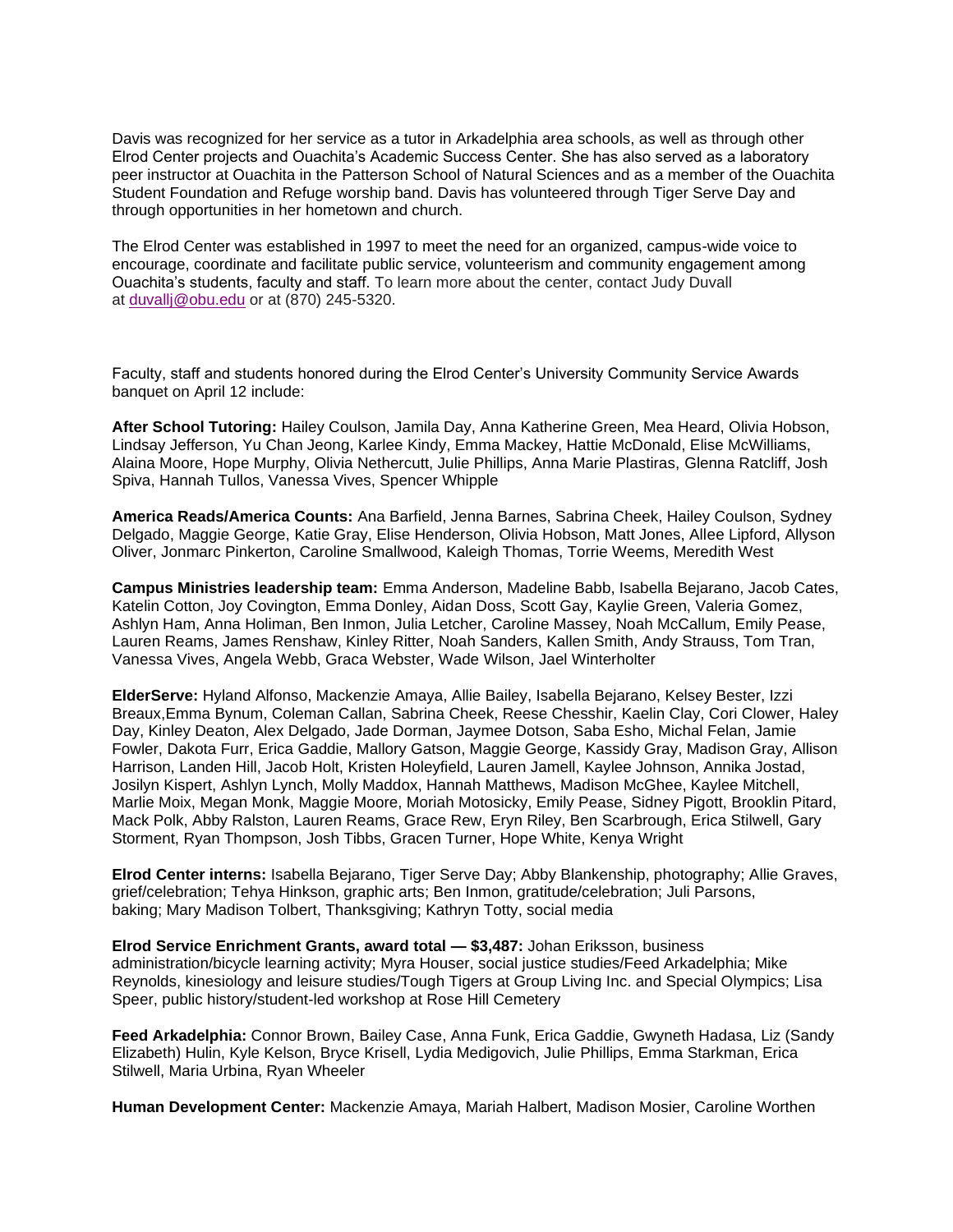Davis was recognized for her service as a tutor in Arkadelphia area schools, as well as through other Elrod Center projects and Ouachita's Academic Success Center. She has also served as a laboratory peer instructor at Ouachita in the Patterson School of Natural Sciences and as a member of the Ouachita Student Foundation and Refuge worship band. Davis has volunteered through Tiger Serve Day and through opportunities in her hometown and church.

The Elrod Center was established in 1997 to meet the need for an organized, campus-wide voice to encourage, coordinate and facilitate public service, volunteerism and community engagement among Ouachita's students, faculty and staff. To learn more about the center, contact Judy Duvall at duvallj@obu.edu or at (870) 245-5320.

Faculty, staff and students honored during the Elrod Center's University Community Service Awards banquet on April 12 include:

**After School Tutoring:** Hailey Coulson, Jamila Day, Anna Katherine Green, Mea Heard, Olivia Hobson, Lindsay Jefferson, Yu Chan Jeong, Karlee Kindy, Emma Mackey, Hattie McDonald, Elise McWilliams, Alaina Moore, Hope Murphy, Olivia Nethercutt, Julie Phillips, Anna Marie Plastiras, Glenna Ratcliff, Josh Spiva, Hannah Tullos, Vanessa Vives, Spencer Whipple

**America Reads/America Counts:** Ana Barfield, Jenna Barnes, Sabrina Cheek, Hailey Coulson, Sydney Delgado, Maggie George, Katie Gray, Elise Henderson, Olivia Hobson, Matt Jones, Allee Lipford, Allyson Oliver, Jonmarc Pinkerton, Caroline Smallwood, Kaleigh Thomas, Torrie Weems, Meredith West

**Campus Ministries leadership team:** Emma Anderson, Madeline Babb, Isabella Bejarano, Jacob Cates, Katelin Cotton, Joy Covington, Emma Donley, Aidan Doss, Scott Gay, Kaylie Green, Valeria Gomez, Ashlyn Ham, Anna Holiman, Ben Inmon, Julia Letcher, Caroline Massey, Noah McCallum, Emily Pease, Lauren Reams, James Renshaw, Kinley Ritter, Noah Sanders, Kallen Smith, Andy Strauss, Tom Tran, Vanessa Vives, Angela Webb, Graca Webster, Wade Wilson, Jael Winterholter

**ElderServe:** Hyland Alfonso, Mackenzie Amaya, Allie Bailey, Isabella Bejarano, Kelsey Bester, Izzi Breaux,Emma Bynum, Coleman Callan, Sabrina Cheek, Reese Chesshir, Kaelin Clay, Cori Clower, Haley Day, Kinley Deaton, Alex Delgado, Jade Dorman, Jaymee Dotson, Saba Esho, Michal Felan, Jamie Fowler, Dakota Furr, Erica Gaddie, Mallory Gatson, Maggie George, Kassidy Gray, Madison Gray, Allison Harrison, Landen Hill, Jacob Holt, Kristen Holeyfield, Lauren Jamell, Kaylee Johnson, Annika Jostad, Josilyn Kispert, Ashlyn Lynch, Molly Maddox, Hannah Matthews, Madison McGhee, Kaylee Mitchell, Marlie Moix, Megan Monk, Maggie Moore, Moriah Motosicky, Emily Pease, Sidney Pigott, Brooklin Pitard, Mack Polk, Abby Ralston, Lauren Reams, Grace Rew, Eryn Riley, Ben Scarbrough, Erica Stilwell, Gary Storment, Ryan Thompson, Josh Tibbs, Gracen Turner, Hope White, Kenya Wright

**Elrod Center interns:** Isabella Bejarano, Tiger Serve Day; Abby Blankenship, photography; Allie Graves, grief/celebration; Tehya Hinkson, graphic arts; Ben Inmon, gratitude/celebration; Juli Parsons, baking; Mary Madison Tolbert, Thanksgiving; Kathryn Totty, social media

**Elrod Service Enrichment Grants, award total — $3,487:** Johan Eriksson, business administration/bicycle learning activity; Myra Houser, social justice studies/Feed Arkadelphia; Mike Reynolds, kinesiology and leisure studies/Tough Tigers at Group Living Inc. and Special Olympics; Lisa Speer, public history/student-led workshop at Rose Hill Cemetery

**Feed Arkadelphia:** Connor Brown, Bailey Case, Anna Funk, Erica Gaddie, Gwyneth Hadasa, Liz (Sandy Elizabeth) Hulin, Kyle Kelson, Bryce Krisell, Lydia Medigovich, Julie Phillips, Emma Starkman, Erica Stilwell, Maria Urbina, Ryan Wheeler

**Human Development Center:** Mackenzie Amaya, Mariah Halbert, Madison Mosier, Caroline Worthen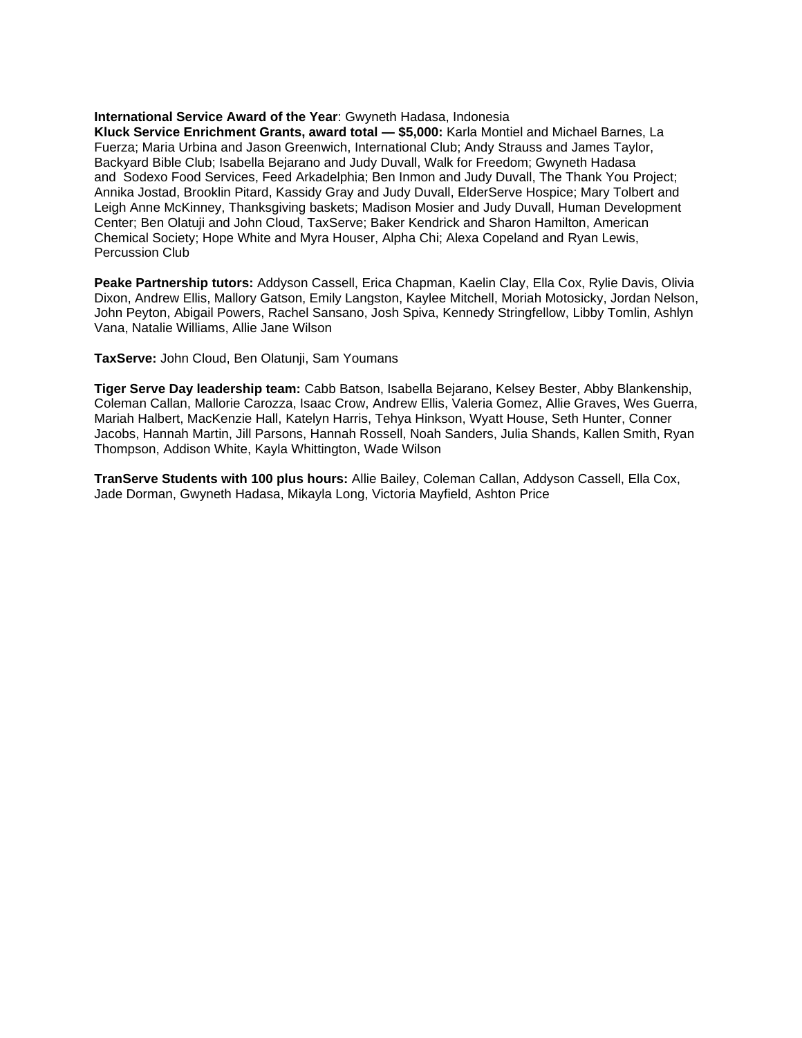**International Service Award of the Year**: Gwyneth Hadasa, Indonesia
**Kluck Service Enrichment Grants, award total — $5,000:** Karla Montiel and Michael Barnes, La Fuerza; Maria Urbina and Jason Greenwich, International Club; Andy Strauss and James Taylor, Backyard Bible Club; Isabella Bejarano and Judy Duvall, Walk for Freedom; Gwyneth Hadasa and Sodexo Food Services, Feed Arkadelphia; Ben Inmon and Judy Duvall, The Thank You Project; Annika Jostad, Brooklin Pitard, Kassidy Gray and Judy Duvall, ElderServe Hospice; Mary Tolbert and Leigh Anne McKinney, Thanksgiving baskets; Madison Mosier and Judy Duvall, Human Development Center; Ben Olatuji and John Cloud, TaxServe; Baker Kendrick and Sharon Hamilton, American Chemical Society; Hope White and Myra Houser, Alpha Chi; Alexa Copeland and Ryan Lewis, Percussion Club

**Peake Partnership tutors:** Addyson Cassell, Erica Chapman, Kaelin Clay, Ella Cox, Rylie Davis, Olivia Dixon, Andrew Ellis, Mallory Gatson, Emily Langston, Kaylee Mitchell, Moriah Motosicky, Jordan Nelson, John Peyton, Abigail Powers, Rachel Sansano, Josh Spiva, Kennedy Stringfellow, Libby Tomlin, Ashlyn Vana, Natalie Williams, Allie Jane Wilson

**TaxServe:** John Cloud, Ben Olatunji, Sam Youmans

**Tiger Serve Day leadership team:** Cabb Batson, Isabella Bejarano, Kelsey Bester, Abby Blankenship, Coleman Callan, Mallorie Carozza, Isaac Crow, Andrew Ellis, Valeria Gomez, Allie Graves, Wes Guerra, Mariah Halbert, MacKenzie Hall, Katelyn Harris, Tehya Hinkson, Wyatt House, Seth Hunter, Conner Jacobs, Hannah Martin, Jill Parsons, Hannah Rossell, Noah Sanders, Julia Shands, Kallen Smith, Ryan Thompson, Addison White, Kayla Whittington, Wade Wilson

**TranServe Students with 100 plus hours:** Allie Bailey, Coleman Callan, Addyson Cassell, Ella Cox, Jade Dorman, Gwyneth Hadasa, Mikayla Long, Victoria Mayfield, Ashton Price